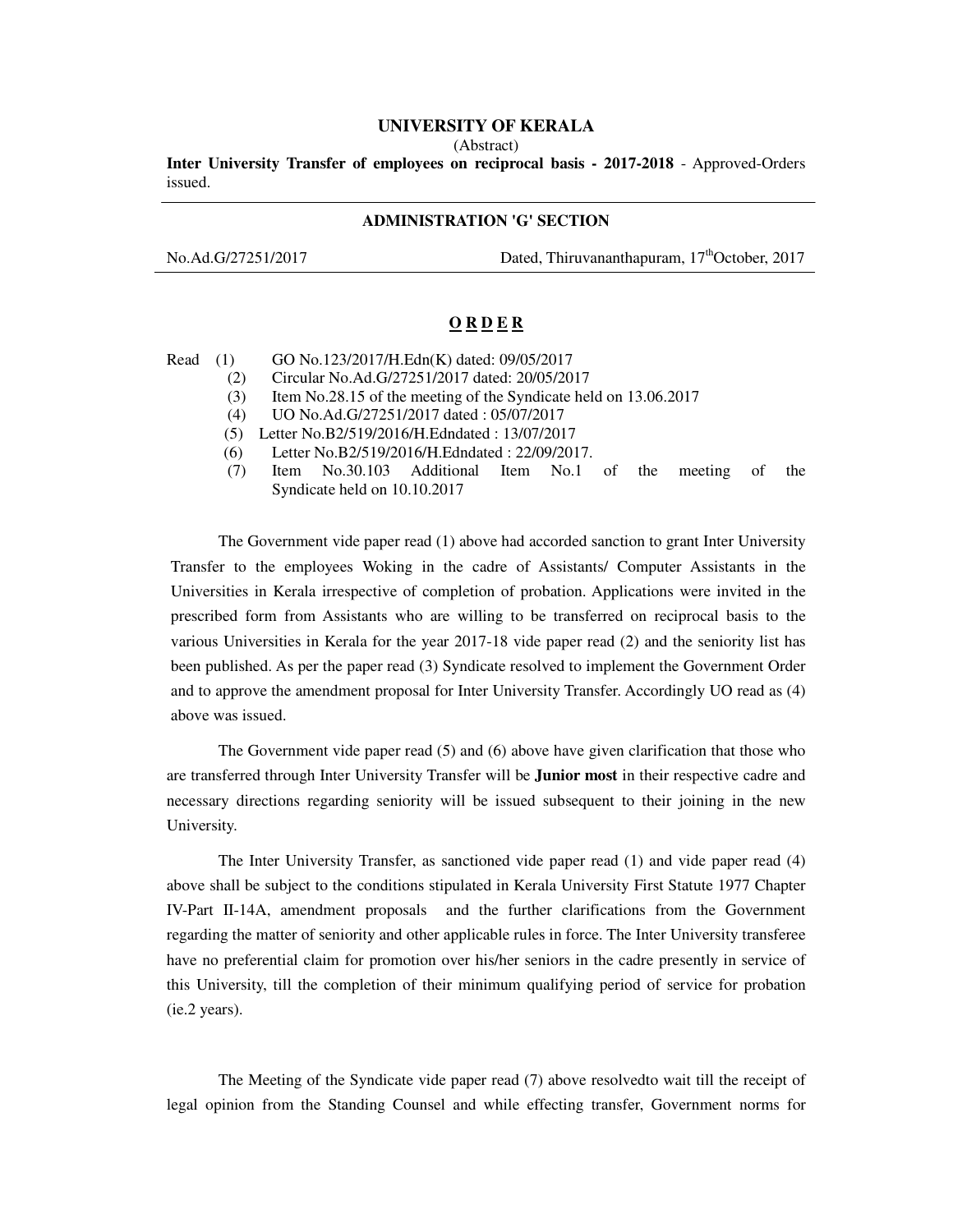**UNIVERSITY OF KERALA**

(Abstract)

**Inter University Transfer of employees on reciprocal basis - 2017-2018** - Approved-Orders issued.

---

**ADMINISTRATION 'G' SECTION**

No.Ad.G/27251/2017 Dated, Thiruvananthapuram, 17th October, 2017

---

**O R D E R**

Read (1) GO No.123/2017/H.Edn(K) dated: 09/05/2017
(2) Circular No.Ad.G/27251/2017 dated: 20/05/2017
(3) Item No.28.15 of the meeting of the Syndicate held on 13.06.2017
(4) UO No.Ad.G/27251/2017 dated : 05/07/2017
(5) Letter No.B2/519/2016/H.Edndated : 13/07/2017
(6) Letter No.B2/519/2016/H.Edndated : 22/09/2017.
(7) Item No.30.103 Additional Item No.1 of the meeting of the Syndicate held on 10.10.2017

The Government vide paper read (1) above had accorded sanction to grant Inter University Transfer to the employees Woking in the cadre of Assistants/ Computer Assistants in the Universities in Kerala irrespective of completion of probation. Applications were invited in the prescribed form from Assistants who are willing to be transferred on reciprocal basis to the various Universities in Kerala for the year 2017-18 vide paper read (2) and the seniority list has been published. As per the paper read (3) Syndicate resolved to implement the Government Order and to approve the amendment proposal for Inter University Transfer. Accordingly UO read as (4) above was issued.

The Government vide paper read (5) and (6) above have given clarification that those who are transferred through Inter University Transfer will be **Junior most** in their respective cadre and necessary directions regarding seniority will be issued subsequent to their joining in the new University.

The Inter University Transfer, as sanctioned vide paper read (1) and vide paper read (4) above shall be subject to the conditions stipulated in Kerala University First Statute 1977 Chapter IV-Part II-14A, amendment proposals and the further clarifications from the Government regarding the matter of seniority and other applicable rules in force. The Inter University transferee have no preferential claim for promotion over his/her seniors in the cadre presently in service of this University, till the completion of their minimum qualifying period of service for probation (ie.2 years).

The Meeting of the Syndicate vide paper read (7) above resolvedto wait till the receipt of legal opinion from the Standing Counsel and while effecting transfer, Government norms for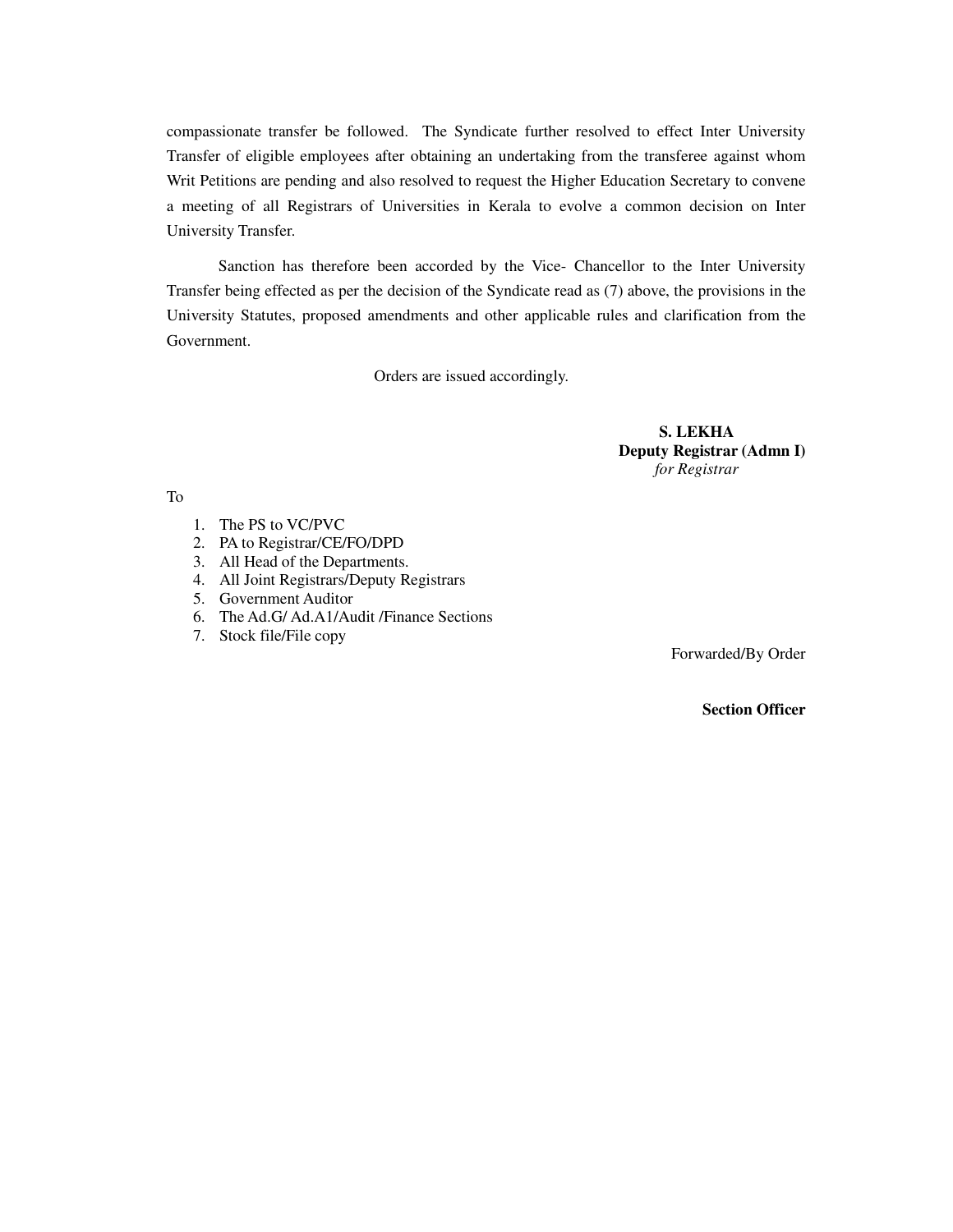compassionate transfer be followed. The Syndicate further resolved to effect Inter University Transfer of eligible employees after obtaining an undertaking from the transferee against whom Writ Petitions are pending and also resolved to request the Higher Education Secretary to convene a meeting of all Registrars of Universities in Kerala to evolve a common decision on Inter University Transfer.

Sanction has therefore been accorded by the Vice- Chancellor to the Inter University Transfer being effected as per the decision of the Syndicate read as (7) above, the provisions in the University Statutes, proposed amendments and other applicable rules and clarification from the Government.

Orders are issued accordingly.

**S. LEKHA**
**Deputy Registrar (Admn I)**
*for Registrar*

To

1. The PS to VC/PVC
2. PA to Registrar/CE/FO/DPD
3. All Head of the Departments.
4. All Joint Registrars/Deputy Registrars
5. Government Auditor
6. The Ad.G/ Ad.A1/Audit /Finance Sections
7. Stock file/File copy

Forwarded/By Order

**Section Officer**